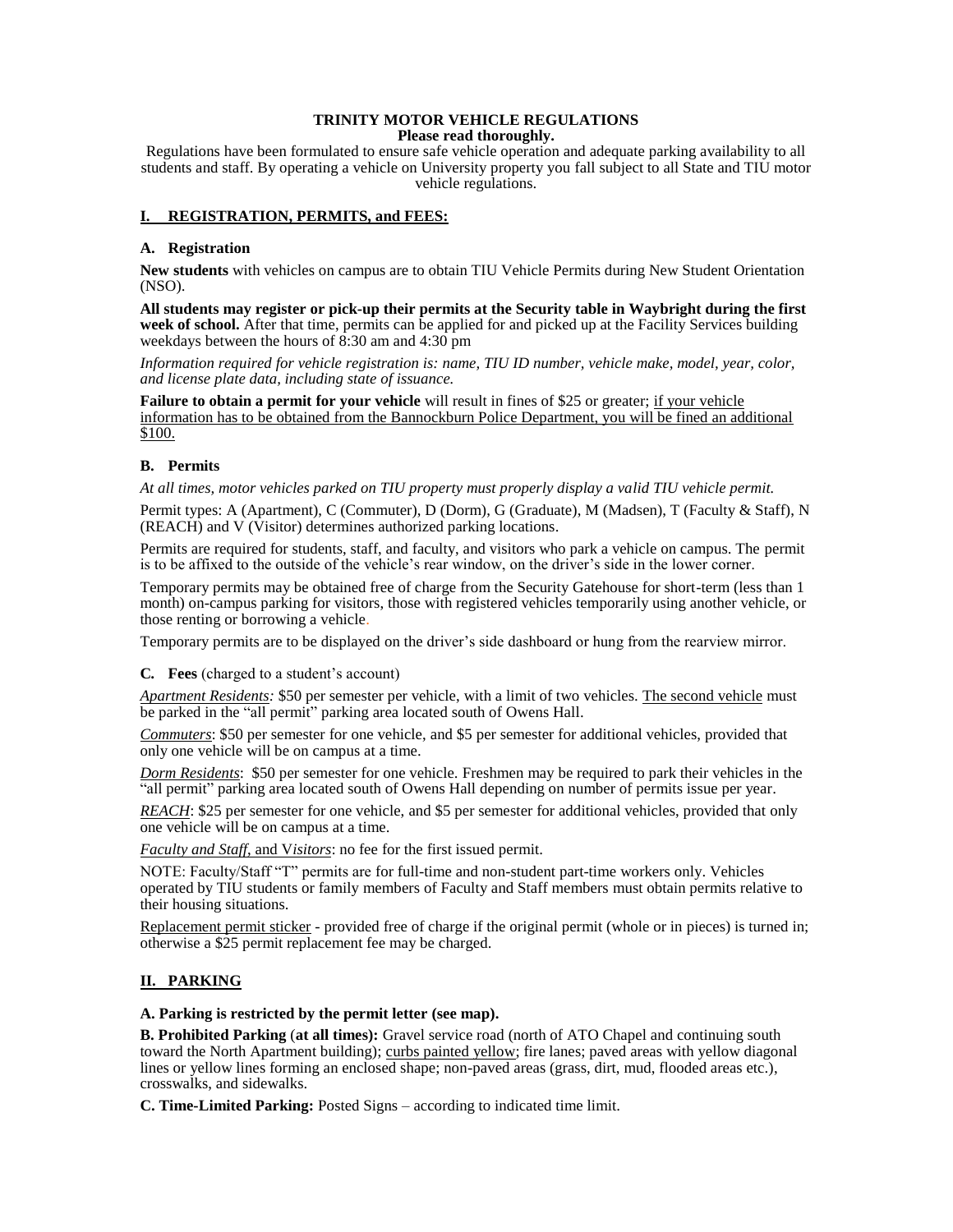# TRINITY MOTOR VEHICLE REGULATIONS

**Please read thoroughly.**

Regulations have been formulated to ensure safe vehicle operation and adequate parking availability to all students and staff. By operating a vehicle on University property you fall subject to all State and TIU motor vehicle regulations.

## I. REGISTRATION, PERMITS, and FEES:

### A. Registration

**New students** with vehicles on campus are to obtain TIU Vehicle Permits during New Student Orientation (NSO).

**All students may register or pick-up their permits at the Security table in Waybright during the first week of school.** After that time, permits can be applied for and picked up at the Facility Services building weekdays between the hours of 8:30 am and 4:30 pm

*Information required for vehicle registration is: name, TIU ID number, vehicle make, model, year, color, and license plate data, including state of issuance.*

**Failure to obtain a permit for your vehicle** will result in fines of $25 or greater; <u>if your vehicle information has to be obtained from the Bannockburn Police Department, you will be fined an additional $100.</u>

### B. Permits

*At all times, motor vehicles parked on TIU property must properly display a valid TIU vehicle permit.*

Permit types: A (Apartment), C (Commuter), D (Dorm), G (Graduate), M (Madsen), T (Faculty & Staff), N (REACH) and V (Visitor) determines authorized parking locations.

Permits are required for students, staff, and faculty, and visitors who park a vehicle on campus. The permit is to be affixed to the outside of the vehicle's rear window, on the driver's side in the lower corner.

Temporary permits may be obtained free of charge from the Security Gatehouse for short-term (less than 1 month) on-campus parking for visitors, those with registered vehicles temporarily using another vehicle, or those renting or borrowing a vehicle.

Temporary permits are to be displayed on the driver's side dashboard or hung from the rearview mirror.

### C. Fees (charged to a student's account)

*<u>Apartment Residents</u>:* $50 per semester per vehicle, with a limit of two vehicles. <u>The second vehicle</u> must be parked in the "all permit" parking area located south of Owens Hall.

*<u>Commuters</u>*: $50 per semester for one vehicle, and $5 per semester for additional vehicles, provided that only one vehicle will be on campus at a time.

*<u>Dorm Residents</u>*: $50 per semester for one vehicle. Freshmen may be required to park their vehicles in the "all permit" parking area located south of Owens Hall depending on number of permits issue per year.

*<u>REACH</u>*: $25 per semester for one vehicle, and $5 per semester for additional vehicles, provided that only one vehicle will be on campus at a time.

*<u>Faculty and Staff</u>*, <u>and V*isitors*</u>: no fee for the first issued permit.

NOTE: Faculty/Staff "T" permits are for full-time and non-student part-time workers only. Vehicles operated by TIU students or family members of Faculty and Staff members must obtain permits relative to their housing situations.

<u>Replacement permit sticker</u> - provided free of charge if the original permit (whole or in pieces) is turned in; otherwise a $25 permit replacement fee may be charged.

## II. PARKING

**A. Parking is restricted by the permit letter (see map).**

**B. Prohibited Parking** (**at all times):** Gravel service road (north of ATO Chapel and continuing south toward the North Apartment building); <u>curbs painted yellow</u>; fire lanes; paved areas with yellow diagonal lines or yellow lines forming an enclosed shape; non-paved areas (grass, dirt, mud, flooded areas etc.), crosswalks, and sidewalks.

**C. Time-Limited Parking:** Posted Signs – according to indicated time limit.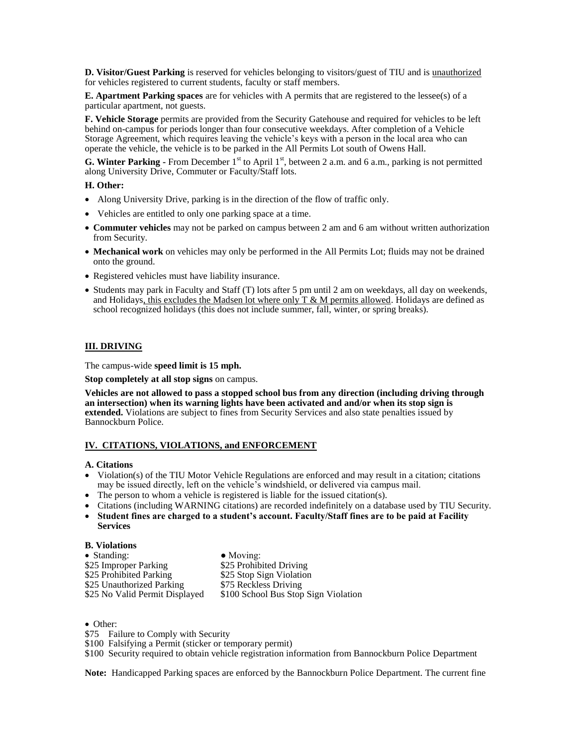**D. Visitor/Guest Parking** is reserved for vehicles belonging to visitors/guest of TIU and is <u>unauthorized</u> for vehicles registered to current students, faculty or staff members.

**E. Apartment Parking spaces** are for vehicles with A permits that are registered to the lessee(s) of a particular apartment, not guests.

**F. Vehicle Storage** permits are provided from the Security Gatehouse and required for vehicles to be left behind on-campus for periods longer than four consecutive weekdays. After completion of a Vehicle Storage Agreement, which requires leaving the vehicle's keys with a person in the local area who can operate the vehicle, the vehicle is to be parked in the All Permits Lot south of Owens Hall.

**G. Winter Parking** - From December 1st to April 1st, between 2 a.m. and 6 a.m., parking is not permitted along University Drive, Commuter or Faculty/Staff lots.

**H. Other:**

- Along University Drive, parking is in the direction of the flow of traffic only.
- Vehicles are entitled to only one parking space at a time.
- **Commuter vehicles** may not be parked on campus between 2 am and 6 am without written authorization from Security.
- **Mechanical work** on vehicles may only be performed in the All Permits Lot; fluids may not be drained onto the ground.
- Registered vehicles must have liability insurance.
- Students may park in Faculty and Staff (T) lots after 5 pm until 2 am on weekdays, all day on weekends, and Holidays<u>, this excludes the Madsen lot where only T & M permits allowed</u>. Holidays are defined as school recognized holidays (this does not include summer, fall, winter, or spring breaks).

## III. DRIVING

The campus-wide **speed limit is 15 mph.**

**Stop completely at all stop signs** on campus.

**Vehicles are not allowed to pass a stopped school bus from any direction (including driving through an intersection) when its warning lights have been activated and and/or when its stop sign is extended.** Violations are subject to fines from Security Services and also state penalties issued by Bannockburn Police.

## IV. CITATIONS, VIOLATIONS, and ENFORCEMENT

**A. Citations**

- Violation(s) of the TIU Motor Vehicle Regulations are enforced and may result in a citation; citations may be issued directly, left on the vehicle's windshield, or delivered via campus mail.
- The person to whom a vehicle is registered is liable for the issued citation(s).
- Citations (including WARNING citations) are recorded indefinitely on a database used by TIU Security.
- **Student fines are charged to a student's account. Faculty/Staff fines are to be paid at Facility Services**

**B. Violations**

| • Standing: | • Moving: |
|---|---|
| \$25 Improper Parking | \$25 Prohibited Driving |
| \$25 Prohibited Parking | \$25 Stop Sign Violation |
| \$25 Unauthorized Parking | \$75 Reckless Driving |
| \$25 No Valid Permit Displayed | \$100 School Bus Stop Sign Violation |

- Other:

\$75 Failure to Comply with Security
\$100 Falsifying a Permit (sticker or temporary permit)
\$100 Security required to obtain vehicle registration information from Bannockburn Police Department

**Note:** Handicapped Parking spaces are enforced by the Bannockburn Police Department. The current fine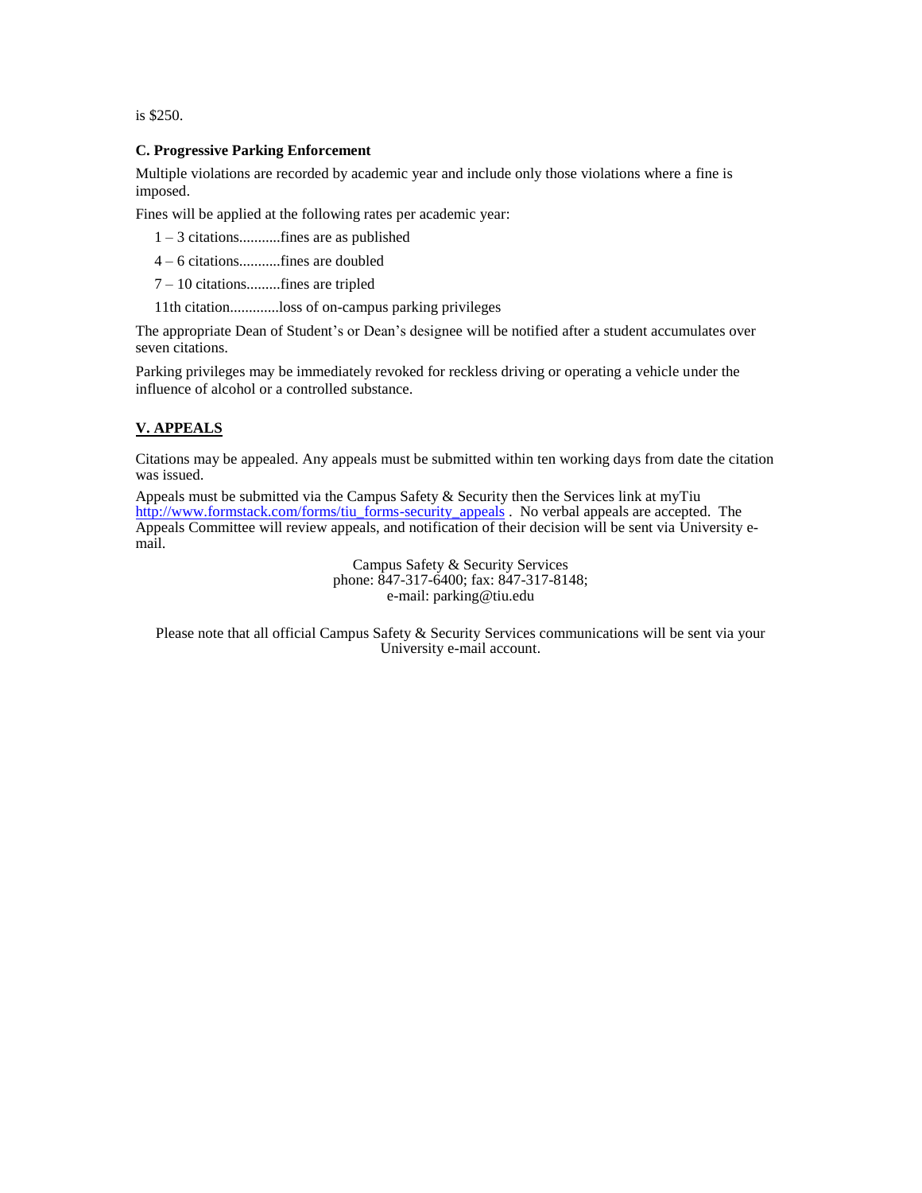is $250.

**C. Progressive Parking Enforcement**

Multiple violations are recorded by academic year and include only those violations where a fine is imposed.

Fines will be applied at the following rates per academic year:

1 – 3 citations...........fines are as published

4 – 6 citations...........fines are doubled

7 – 10 citations.........fines are tripled

11th citation.............loss of on-campus parking privileges

The appropriate Dean of Student's or Dean's designee will be notified after a student accumulates over seven citations.

Parking privileges may be immediately revoked for reckless driving or operating a vehicle under the influence of alcohol or a controlled substance.

## V. APPEALS

Citations may be appealed. Any appeals must be submitted within ten working days from date the citation was issued.

Appeals must be submitted via the Campus Safety & Security then the Services link at myTiu http://www.formstack.com/forms/tiu_forms-security_appeals . No verbal appeals are accepted. The Appeals Committee will review appeals, and notification of their decision will be sent via University e-mail.

Campus Safety & Security Services
phone: 847-317-6400; fax: 847-317-8148;
e-mail: parking@tiu.edu

Please note that all official Campus Safety & Security Services communications will be sent via your University e-mail account.